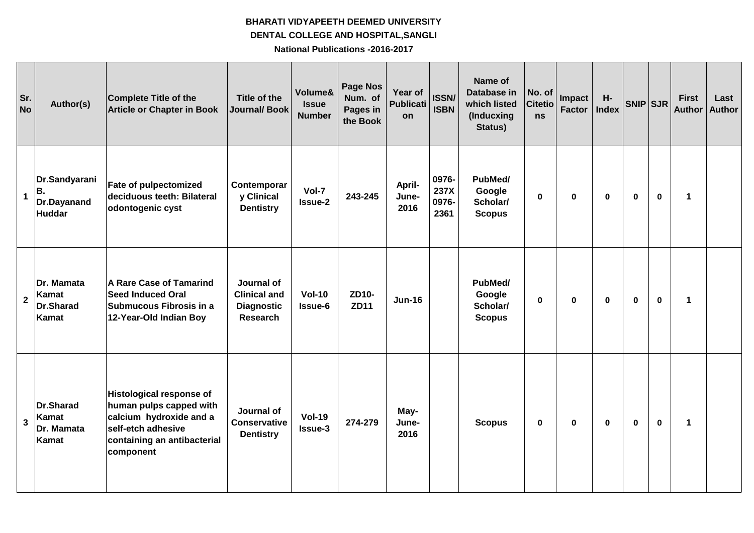**BHARATI VIDYAPEETH DEEMED UNIVERSITY**

**DENTAL COLLEGE AND HOSPITAL,SANGLI**

**National Publications -2016-2017**

| Sr. No | Author(s) | Complete Title of the Article or Chapter in Book | Title of the Journal/ Book | Volume& Issue Number | Page Nos Num. of Pages in the Book | Year of Publication | ISSN/ ISBN | Name of Database in which listed (Inducxing Status) | No. of Citetions | Impact Factor | H-Index | SNIP | SJR | First Author | Last Author |
|---|---|---|---|---|---|---|---|---|---|---|---|---|---|---|---|
| 1 | Dr.Sandyarani B. Dr.Dayanand Huddar | Fate of pulpectomized deciduous teeth: Bilateral odontogenic cyst | Contemporary Clinical Dentistry | Vol-7 Issue-2 | 243-245 | April-June-2016 | 0976-237X 0976-2361 | PubMed/ Google Scholar/ Scopus | 0 | 0 | 0 | 0 | 0 | 1 | |
| 2 | Dr. Mamata Kamat Dr.Sharad Kamat | A Rare Case of Tamarind Seed Induced Oral Submucous Fibrosis in a 12-Year-Old Indian Boy | Journal of Clinical and Diagnostic Research | Vol-10 Issue-6 | ZD10-ZD11 | Jun-16 | | PubMed/ Google Scholar/ Scopus | 0 | 0 | 0 | 0 | 0 | 1 | |
| 3 | Dr.Sharad Kamat Dr. Mamata Kamat | Histological response of human pulps capped with calcium hydroxide and a self-etch adhesive containing an antibacterial component | Journal of Conservative Dentistry | Vol-19 Issue-3 | 274-279 | May-June-2016 | | Scopus | 0 | 0 | 0 | 0 | 0 | 1 | |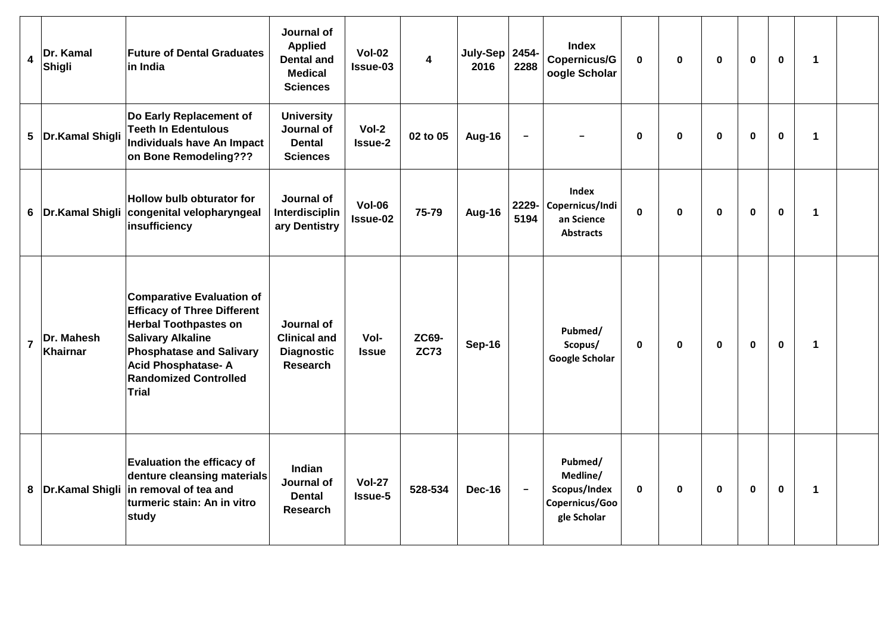| 4 | Dr. Kamal Shigli | Future of Dental Graduates in India | Journal of Applied Dental and Medical Sciences | Vol-02 Issue-03 | 4 | July-Sep 2016 | 2454-2288 | Index Copernicus/Google Scholar | 0 | 0 | 0 | 0 | 0 | 1 | |
|---|---|---|---|---|---|---|---|---|---|---|---|---|---|---|---|
| 5 | Dr.Kamal Shigli | Do Early Replacement of Teeth In Edentulous Individuals have An Impact on Bone Remodeling??? | University Journal of Dental Sciences | Vol-2 Issue-2 | 02 to 05 | Aug-16 | – | – | 0 | 0 | 0 | 0 | 0 | 1 | |
| 6 | Dr.Kamal Shigli | Hollow bulb obturator for congenital velopharyngeal insufficiency | Journal of Interdisciplinary Dentistry | Vol-06 Issue-02 | 75-79 | Aug-16 | 2229-5194 | Index Copernicus/Indian Science Abstracts | 0 | 0 | 0 | 0 | 0 | 1 | |
| 7 | Dr. Mahesh Khairnar | Comparative Evaluation of Efficacy of Three Different Herbal Toothpastes on Salivary Alkaline Phosphatase and Salivary Acid Phosphatase- A Randomized Controlled Trial | Journal of Clinical and Diagnostic Research | Vol-Issue | ZC69-ZC73 | Sep-16 | | Pubmed/ Scopus/ Google Scholar | 0 | 0 | 0 | 0 | 0 | 1 | |
| 8 | Dr.Kamal Shigli | Evaluation the efficacy of denture cleansing materials in removal of tea and turmeric stain: An in vitro study | Indian Journal of Dental Research | Vol-27 Issue-5 | 528-534 | Dec-16 | – | Pubmed/ Medline/ Scopus/Index Copernicus/Google Scholar | 0 | 0 | 0 | 0 | 0 | 1 | |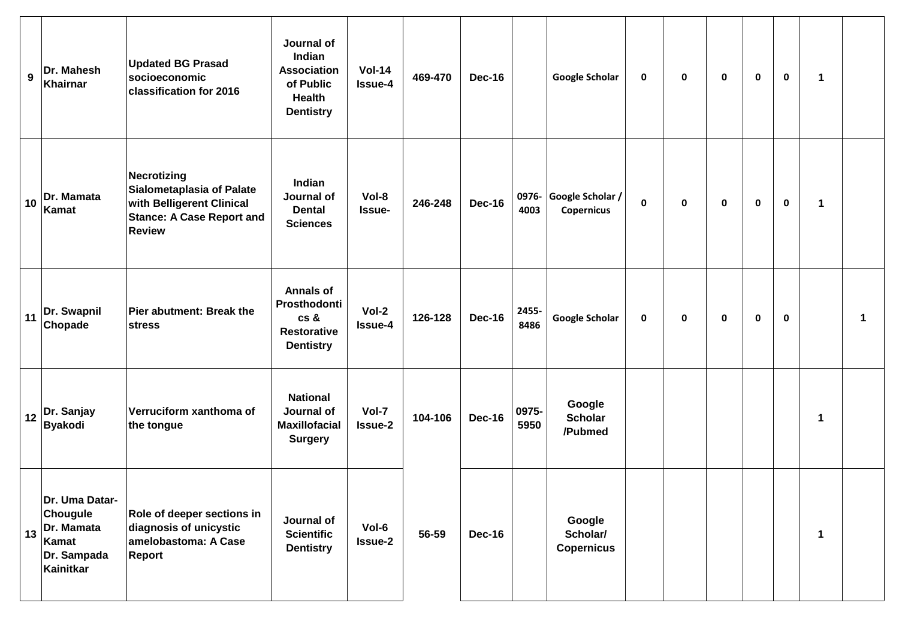| 9 | Dr. Mahesh Khairnar | Updated BG Prasad socioeconomic classification for 2016 | Journal of Indian Association of Public Health Dentistry | Vol-14 Issue-4 | 469-470 | Dec-16 | | Google Scholar | 0 | 0 | 0 | 0 | 0 | 1 | |
|---|---|---|---|---|---|---|---|---|---|---|---|---|---|---|---|
| 10 | Dr. Mamata Kamat | Necrotizing Sialometaplasia of Palate with Belligerent Clinical Stance: A Case Report and Review | Indian Journal of Dental Sciences | Vol-8 Issue- | 246-248 | Dec-16 | 0976-4003 | Google Scholar / Copernicus | 0 | 0 | 0 | 0 | 0 | 1 | |
| 11 | Dr. Swapnil Chopade | Pier abutment: Break the stress | Annals of Prosthodontics & Restorative Dentistry | Vol-2 Issue-4 | 126-128 | Dec-16 | 2455-8486 | Google Scholar | 0 | 0 | 0 | 0 | 0 | | 1 |
| 12 | Dr. Sanjay Byakodi | Verruciform xanthoma of the tongue | National Journal of Maxillofacial Surgery | Vol-7 Issue-2 | 104-106 | Dec-16 | 0975-5950 | Google Scholar /Pubmed | | | | | | 1 | |
| 13 | Dr. Uma Datar-Chougule Dr. Mamata Kamat Dr. Sampada Kainitkar | Role of deeper sections in diagnosis of unicystic amelobastoma: A Case Report | Journal of Scientific Dentistry | Vol-6 Issue-2 | 56-59 | Dec-16 | | Google Scholar/ Copernicus | | | | | | 1 | |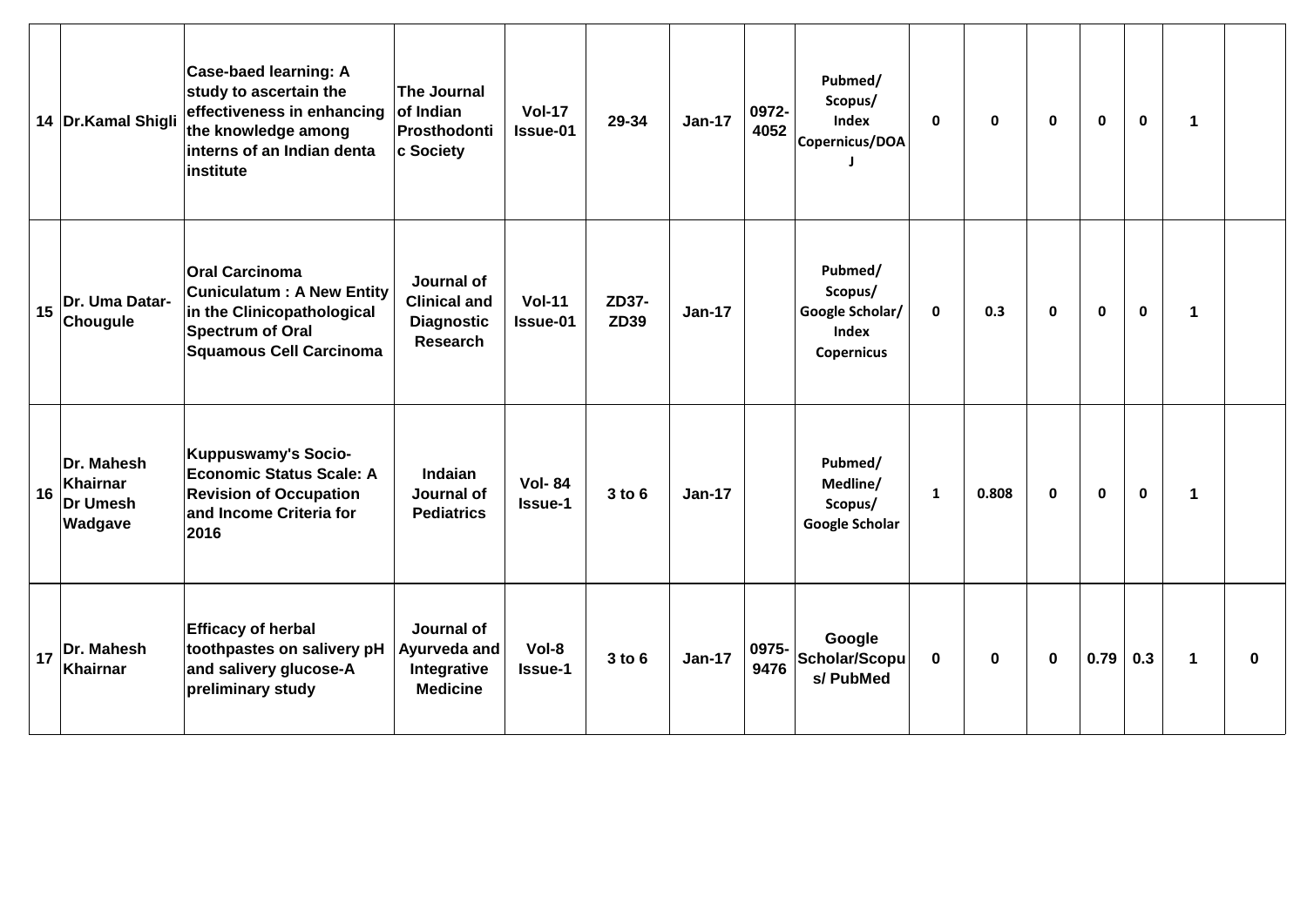| 14 | Dr.Kamal Shigli | Case-baed learning: A study to ascertain the effectiveness in enhancing the knowledge among interns of an Indian denta institute | The Journal of Indian Prosthodontic Society | Vol-17 Issue-01 | 29-34 | Jan-17 | 0972-4052 | Pubmed/ Scopus/ Index Copernicus/DOAJ | 0 | 0 | 0 | 0 | 0 | 1 | |
|---|---|---|---|---|---|---|---|---|---|---|---|---|---|---|---|
| 15 | Dr. Uma Datar-Chougule | Oral Carcinoma Cuniculatum : A New Entity in the Clinicopathological Spectrum of Oral Squamous Cell Carcinoma | Journal of Clinical and Diagnostic Research | Vol-11 Issue-01 | ZD37-ZD39 | Jan-17 | | Pubmed/ Scopus/ Google Scholar/ Index Copernicus | 0 | 0.3 | 0 | 0 | 0 | 1 | |
| 16 | Dr. Mahesh Khairnar Dr Umesh Wadgave | Kuppuswamy's Socio-Economic Status Scale: A Revision of Occupation and Income Criteria for 2016 | Indaian Journal of Pediatrics | Vol- 84 Issue-1 | 3 to 6 | Jan-17 | | Pubmed/ Medline/ Scopus/ Google Scholar | 1 | 0.808 | 0 | 0 | 0 | 1 | |
| 17 | Dr. Mahesh Khairnar | Efficacy of herbal toothpastes on salivery pH and salivery glucose-A preliminary study | Journal of Ayurveda and Integrative Medicine | Vol-8 Issue-1 | 3 to 6 | Jan-17 | 0975-9476 | Google Scholar/Scopus/ PubMed | 0 | 0 | 0 | 0.79 | 0.3 | 1 | 0 |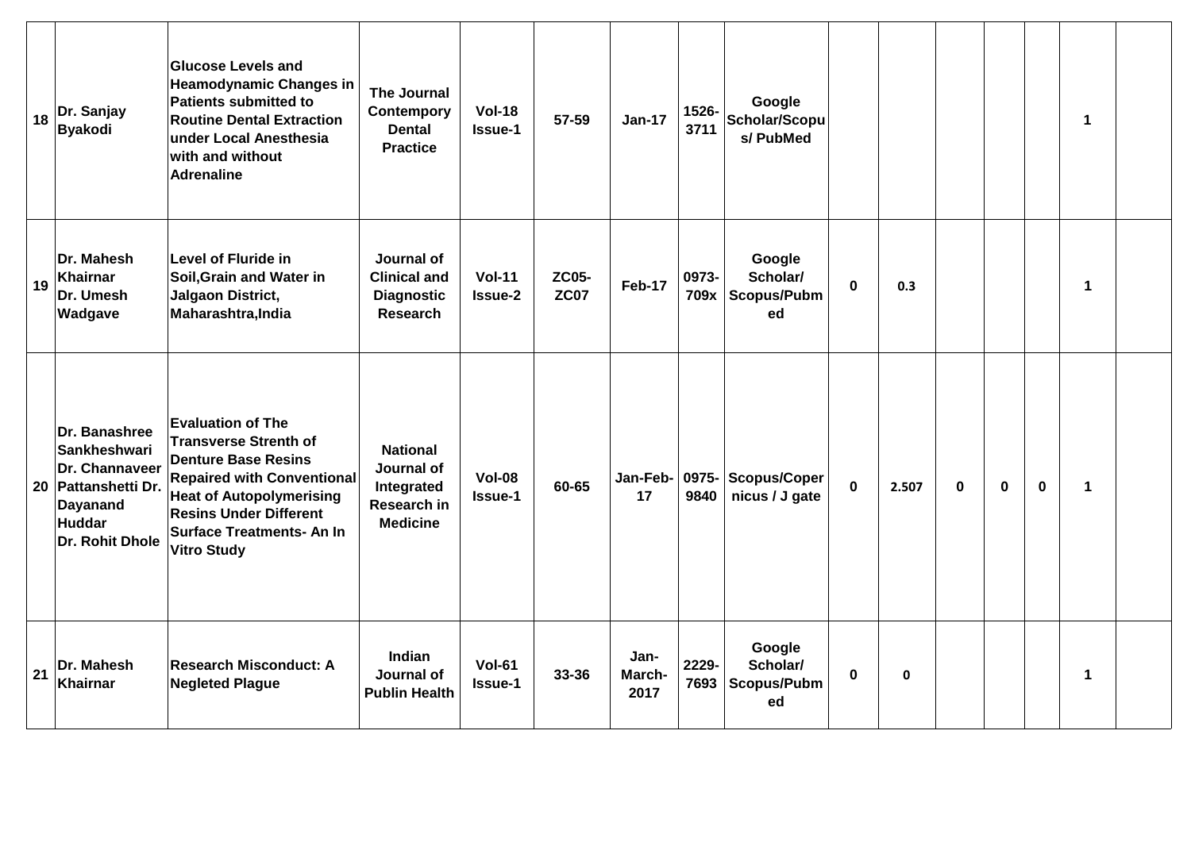| | | | | | | | | | | | | | | | |
|---|---|---|---|---|---|---|---|---|---|---|---|---|---|---|---|
| 18 | Dr. Sanjay Byakodi | Glucose Levels and Heamodynamic Changes in Patients submitted to Routine Dental Extraction under Local Anesthesia with and without Adrenaline | The Journal Contempory Dental Practice | Vol-18 Issue-1 | 57-59 | Jan-17 | 1526-3711 | Google Scholar/Scopus/ PubMed | | | | | | 1 | |
| 19 | Dr. Mahesh Khairnar Dr. Umesh Wadgave | Level of Fluride in Soil,Grain and Water in Jalgaon District, Maharashtra,India | Journal of Clinical and Diagnostic Research | Vol-11 Issue-2 | ZC05-ZC07 | Feb-17 | 0973-709x | Google Scholar/ Scopus/Pubmed | 0 | 0.3 | | | | 1 | |
| 20 | Dr. Banashree Sankheshwari Dr. Channaveer Pattanshetti Dr. Dayanand Huddar Dr. Rohit Dhole | Evaluation of The Transverse Strenth of Denture Base Resins Repaired with Conventional Heat of Autopolymerising Resins Under Different Surface Treatments- An In Vitro Study | National Journal of Integrated Research in Medicine | Vol-08 Issue-1 | 60-65 | Jan-Feb-17 | 0975-9840 | Scopus/Copernicus / J gate | 0 | 2.507 | 0 | 0 | 0 | 1 | |
| 21 | Dr. Mahesh Khairnar | Research Misconduct: A Negleted Plague | Indian Journal of Publin Health | Vol-61 Issue-1 | 33-36 | Jan-March-2017 | 2229-7693 | Google Scholar/ Scopus/Pubmed | 0 | 0 | | | | 1 | |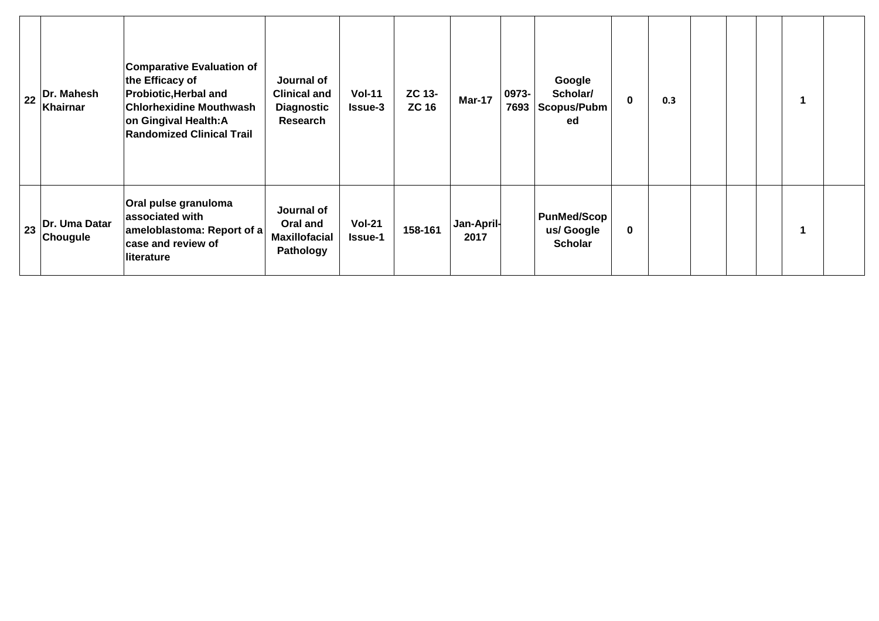| | | | | | | | | | | | | | | | |
|---|---|---|---|---|---|---|---|---|---|---|---|---|---|---|---|
| 22 | Dr. Mahesh Khairnar | Comparative Evaluation of the Efficacy of Probiotic,Herbal and Chlorhexidine Mouthwash on Gingival Health:A Randomized Clinical Trail | Journal of Clinical and Diagnostic Research | Vol-11 Issue-3 | ZC 13-ZC 16 | Mar-17 | 0973-7693 | Google Scholar/ Scopus/Pubmed | 0 | 0.3 | | | | 1 | |
| 23 | Dr. Uma Datar Chougule | Oral pulse granuloma associated with ameloblastoma: Report of a case and review of literature | Journal of Oral and Maxillofacial Pathology | Vol-21 Issue-1 | 158-161 | Jan-April-2017 | | PunMed/Scopus/ Google Scholar | 0 | | | | | 1 | |